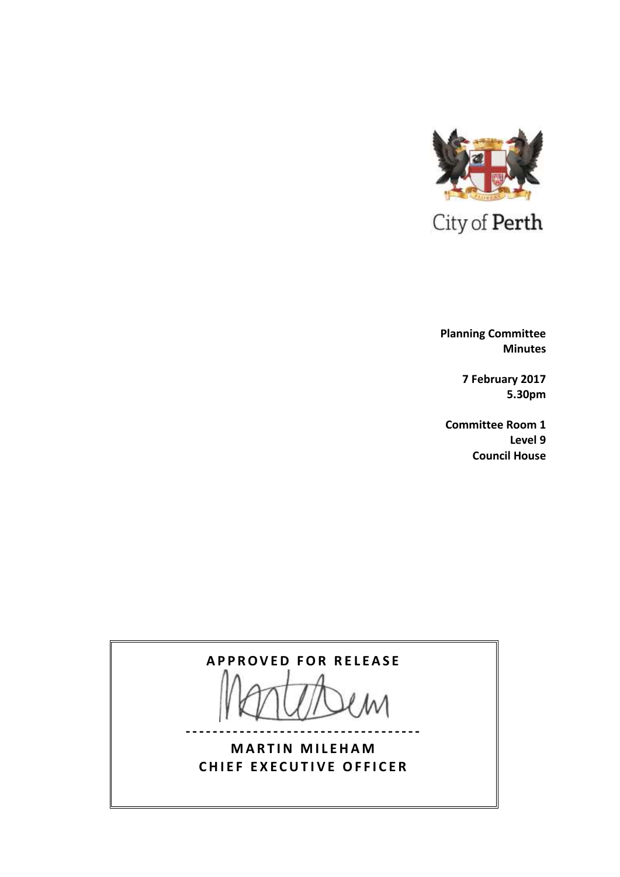City of Perth

**Planning Committee**
**Minutes**

**7 February 2017**
**5.30pm**

**Committee Room 1**
**Level 9**
**Council House**

**APPROVED FOR RELEASE**

----------------------------------

**MARTIN MILEHAM**
**CHIEF EXECUTIVE OFFICER**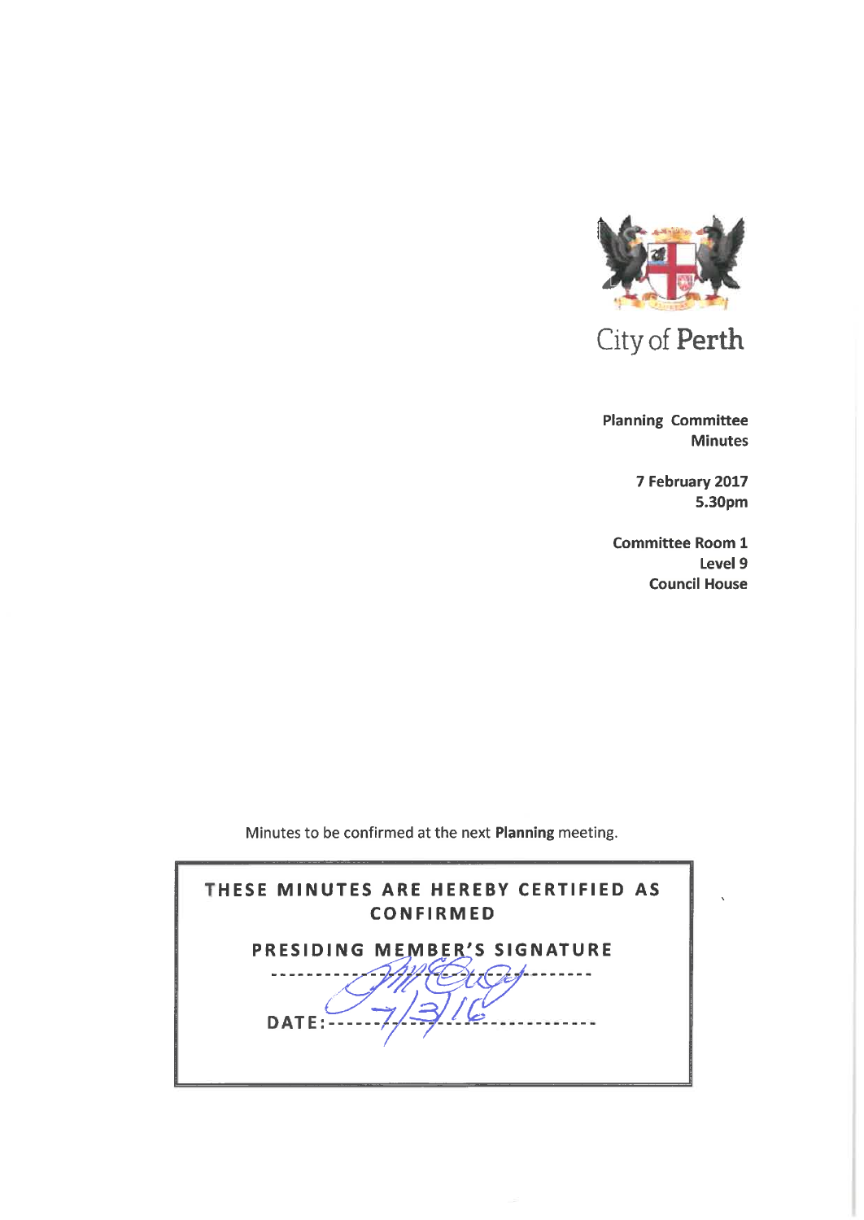City of Perth

**Planning Committee**
**Minutes**

**7 February 2017**
**5.30pm**

**Committee Room 1**
**Level 9**
**Council House**

Minutes to be confirmed at the next **Planning** meeting.

**THESE MINUTES ARE HEREBY CERTIFIED AS CONFIRMED**

**PRESIDING MEMBER'S SIGNATURE**

DATE: 7/3/16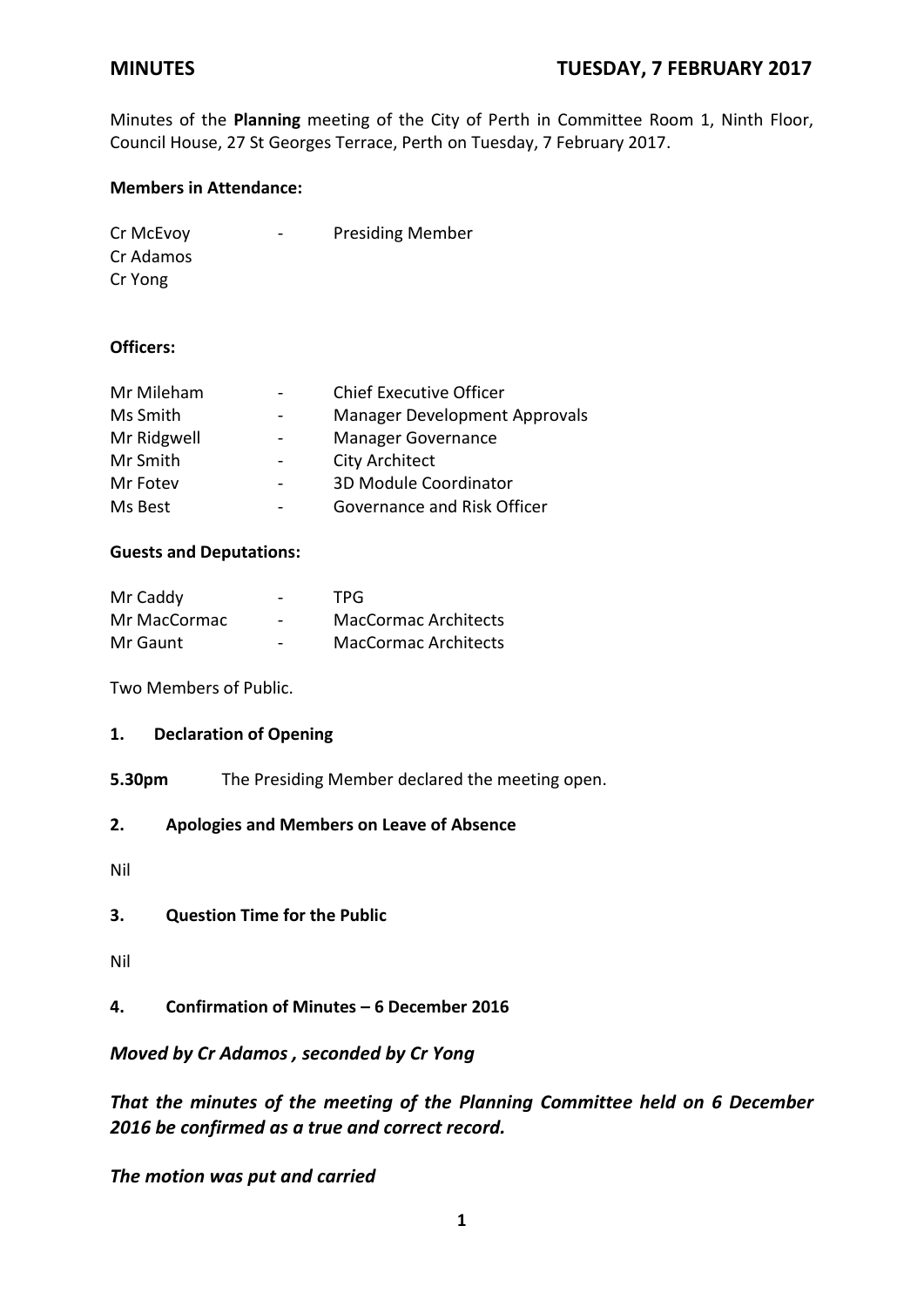**MINUTES** **TUESDAY, 7 FEBRUARY 2017**

Minutes of the **Planning** meeting of the City of Perth in Committee Room 1, Ninth Floor, Council House, 27 St Georges Terrace, Perth on Tuesday, 7 February 2017.

**Members in Attendance:**

| | | |
|---|---|---|
| Cr McEvoy | - | Presiding Member |
| Cr Adamos | | |
| Cr Yong | | |

**Officers:**

| | | |
|---|---|---|
| Mr Mileham | - | Chief Executive Officer |
| Ms Smith | - | Manager Development Approvals |
| Mr Ridgwell | - | Manager Governance |
| Mr Smith | - | City Architect |
| Mr Fotev | - | 3D Module Coordinator |
| Ms Best | - | Governance and Risk Officer |

**Guests and Deputations:**

| | | |
|---|---|---|
| Mr Caddy | - | TPG |
| Mr MacCormac | - | MacCormac Architects |
| Mr Gaunt | - | MacCormac Architects |

Two Members of Public.

**1. Declaration of Opening**

**5.30pm** The Presiding Member declared the meeting open.

**2. Apologies and Members on Leave of Absence**

Nil

**3. Question Time for the Public**

Nil

**4. Confirmation of Minutes – 6 December 2016**

***Moved by Cr Adamos , seconded by Cr Yong***

***That the minutes of the meeting of the Planning Committee held on 6 December 2016 be confirmed as a true and correct record.***

***The motion was put and carried***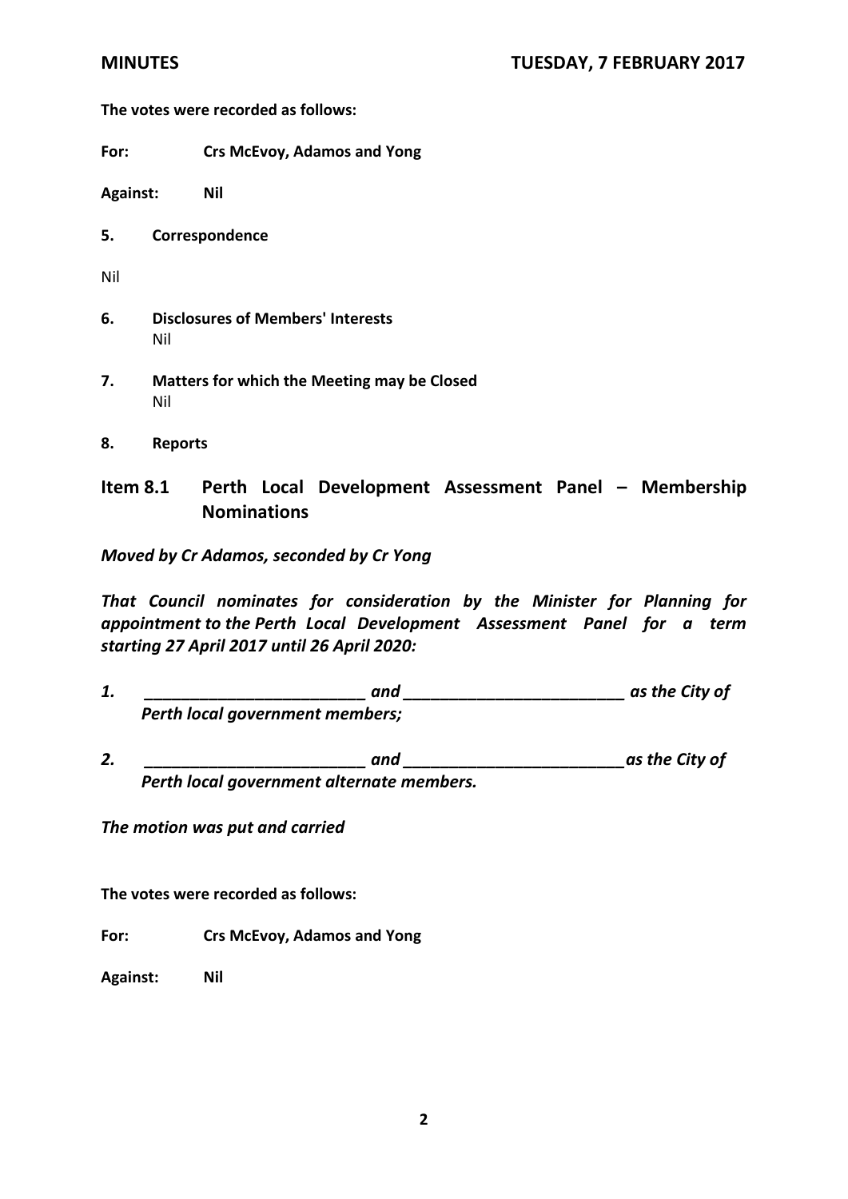**The votes were recorded as follows:**

**For:** **Crs McEvoy, Adamos and Yong**

**Against:** **Nil**

**5. Correspondence**

Nil

**6. Disclosures of Members' Interests**

Nil

**7. Matters for which the Meeting may be Closed**

Nil

**8. Reports**

## Item 8.1 Perth Local Development Assessment Panel – Membership Nominations

***Moved by Cr Adamos, seconded by Cr Yong***

***That Council nominates for consideration by the Minister for Planning for appointment to the Perth Local Development Assessment Panel for a term starting 27 April 2017 until 26 April 2020:***

1. ***________________________ and ________________________ as the City of Perth local government members;***

2. ***________________________ and ________________________ as the City of Perth local government alternate members.***

***The motion was put and carried***

**The votes were recorded as follows:**

**For:** **Crs McEvoy, Adamos and Yong**

**Against:** **Nil**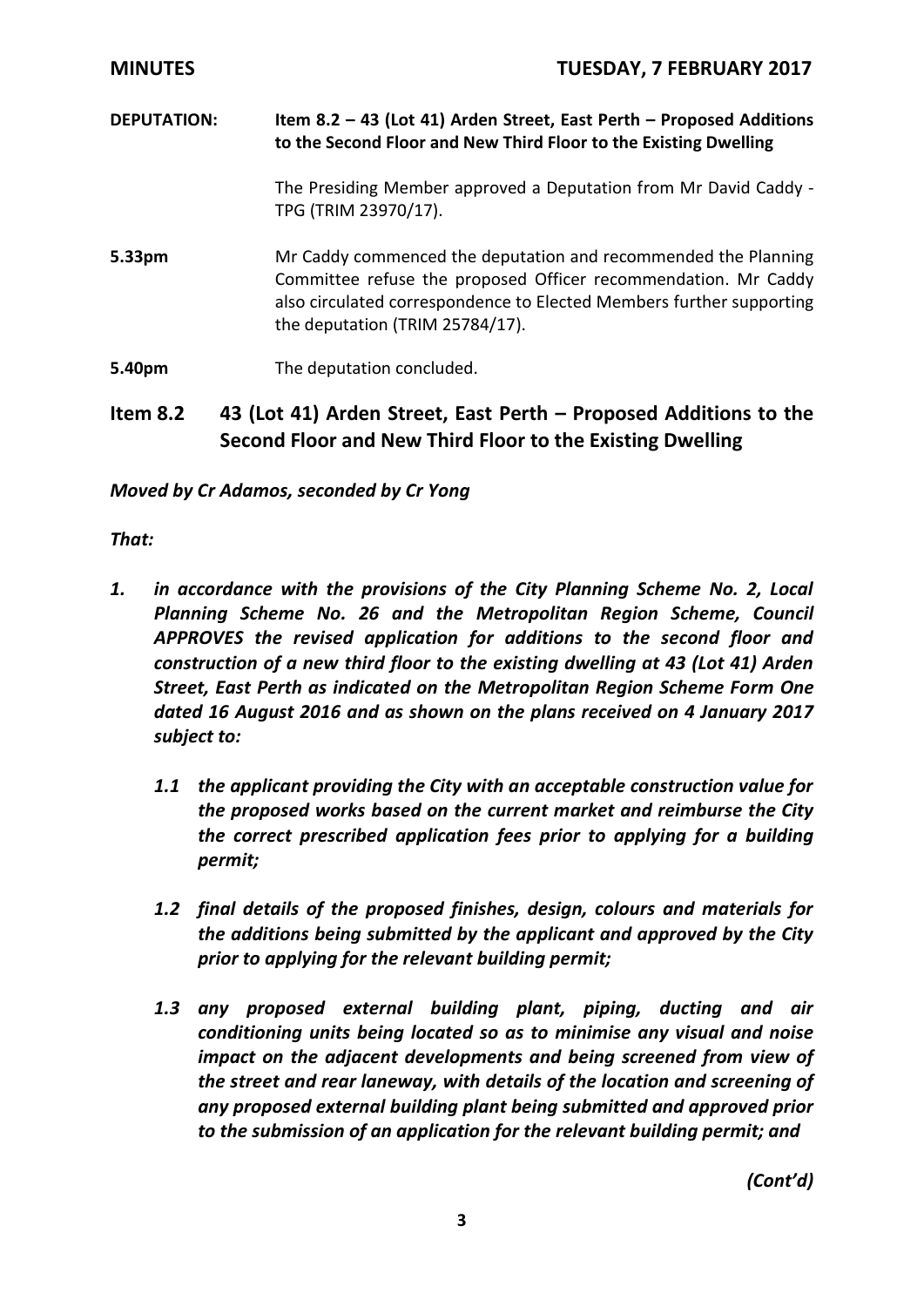**DEPUTATION:** **Item 8.2 – 43 (Lot 41) Arden Street, East Perth – Proposed Additions to the Second Floor and New Third Floor to the Existing Dwelling**

The Presiding Member approved a Deputation from Mr David Caddy - TPG (TRIM 23970/17).

**5.33pm** Mr Caddy commenced the deputation and recommended the Planning Committee refuse the proposed Officer recommendation. Mr Caddy also circulated correspondence to Elected Members further supporting the deputation (TRIM 25784/17).

**5.40pm** The deputation concluded.

## Item 8.2 43 (Lot 41) Arden Street, East Perth – Proposed Additions to the Second Floor and New Third Floor to the Existing Dwelling

***Moved by Cr Adamos, seconded by Cr Yong***

***That:***

1. ***in accordance with the provisions of the City Planning Scheme No. 2, Local Planning Scheme No. 26 and the Metropolitan Region Scheme, Council APPROVES the revised application for additions to the second floor and construction of a new third floor to the existing dwelling at 43 (Lot 41) Arden Street, East Perth as indicated on the Metropolitan Region Scheme Form One dated 16 August 2016 and as shown on the plans received on 4 January 2017 subject to:***

   ***1.1 the applicant providing the City with an acceptable construction value for the proposed works based on the current market and reimburse the City the correct prescribed application fees prior to applying for a building permit;***

   ***1.2 final details of the proposed finishes, design, colours and materials for the additions being submitted by the applicant and approved by the City prior to applying for the relevant building permit;***

   ***1.3 any proposed external building plant, piping, ducting and air conditioning units being located so as to minimise any visual and noise impact on the adjacent developments and being screened from view of the street and rear laneway, with details of the location and screening of any proposed external building plant being submitted and approved prior to the submission of an application for the relevant building permit; and***

***(Cont'd)***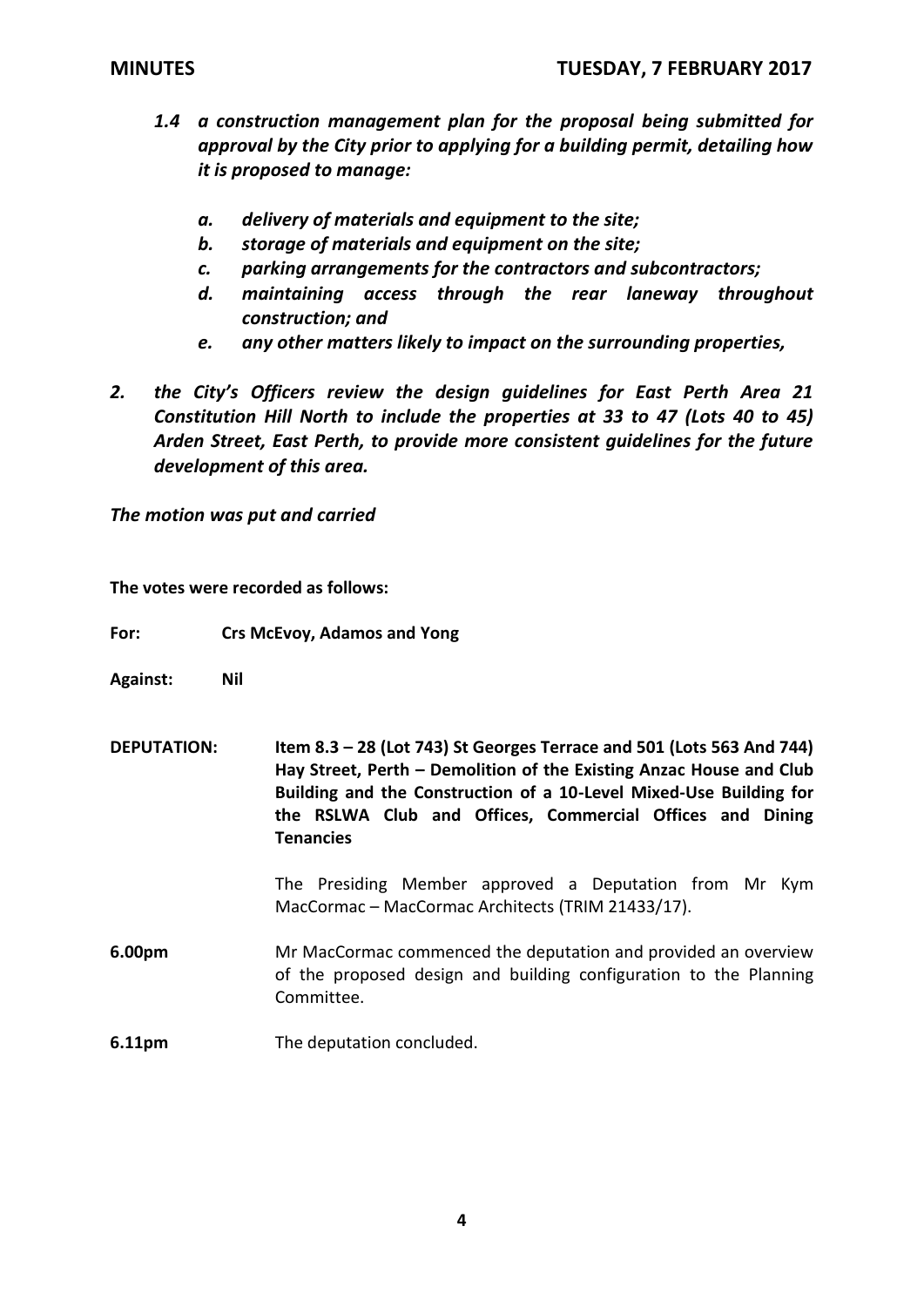*1.4 a construction management plan for the proposal being submitted for approval by the City prior to applying for a building permit, detailing how it is proposed to manage:*

*a. delivery of materials and equipment to the site;*
*b. storage of materials and equipment on the site;*
*c. parking arrangements for the contractors and subcontractors;*
*d. maintaining access through the rear laneway throughout construction; and*
*e. any other matters likely to impact on the surrounding properties,*

*2. the City's Officers review the design guidelines for East Perth Area 21 Constitution Hill North to include the properties at 33 to 47 (Lots 40 to 45) Arden Street, East Perth, to provide more consistent guidelines for the future development of this area.*

***The motion was put and carried***

**The votes were recorded as follows:**

**For:** **Crs McEvoy, Adamos and Yong**

**Against:** **Nil**

**DEPUTATION:** **Item 8.3 – 28 (Lot 743) St Georges Terrace and 501 (Lots 563 And 744) Hay Street, Perth – Demolition of the Existing Anzac House and Club Building and the Construction of a 10-Level Mixed-Use Building for the RSLWA Club and Offices, Commercial Offices and Dining Tenancies**

The Presiding Member approved a Deputation from Mr Kym MacCormac – MacCormac Architects (TRIM 21433/17).

**6.00pm** Mr MacCormac commenced the deputation and provided an overview of the proposed design and building configuration to the Planning Committee.

**6.11pm** The deputation concluded.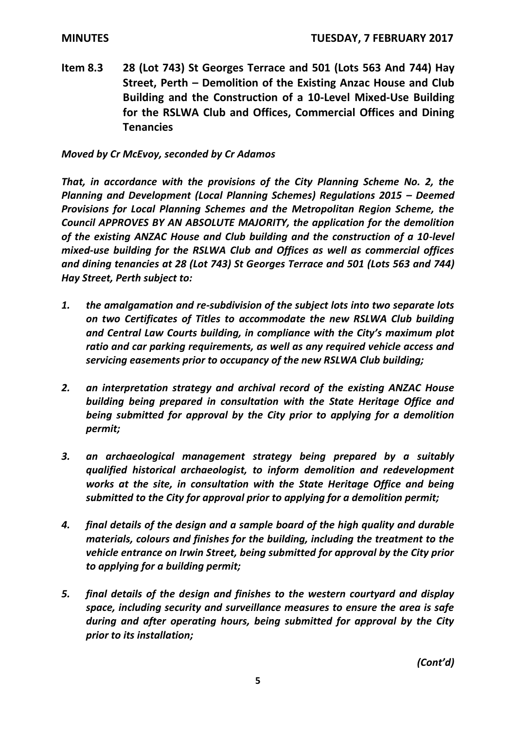**Item 8.3 28 (Lot 743) St Georges Terrace and 501 (Lots 563 And 744) Hay Street, Perth – Demolition of the Existing Anzac House and Club Building and the Construction of a 10-Level Mixed-Use Building for the RSLWA Club and Offices, Commercial Offices and Dining Tenancies**

***Moved by Cr McEvoy, seconded by Cr Adamos***

***That, in accordance with the provisions of the City Planning Scheme No. 2, the Planning and Development (Local Planning Schemes) Regulations 2015 – Deemed Provisions for Local Planning Schemes and the Metropolitan Region Scheme, the Council APPROVES BY AN ABSOLUTE MAJORITY, the application for the demolition of the existing ANZAC House and Club building and the construction of a 10-level mixed-use building for the RSLWA Club and Offices as well as commercial offices and dining tenancies at 28 (Lot 743) St Georges Terrace and 501 (Lots 563 and 744) Hay Street, Perth subject to:***

1. ***the amalgamation and re-subdivision of the subject lots into two separate lots on two Certificates of Titles to accommodate the new RSLWA Club building and Central Law Courts building, in compliance with the City's maximum plot ratio and car parking requirements, as well as any required vehicle access and servicing easements prior to occupancy of the new RSLWA Club building;***

2. ***an interpretation strategy and archival record of the existing ANZAC House building being prepared in consultation with the State Heritage Office and being submitted for approval by the City prior to applying for a demolition permit;***

3. ***an archaeological management strategy being prepared by a suitably qualified historical archaeologist, to inform demolition and redevelopment works at the site, in consultation with the State Heritage Office and being submitted to the City for approval prior to applying for a demolition permit;***

4. ***final details of the design and a sample board of the high quality and durable materials, colours and finishes for the building, including the treatment to the vehicle entrance on Irwin Street, being submitted for approval by the City prior to applying for a building permit;***

5. ***final details of the design and finishes to the western courtyard and display space, including security and surveillance measures to ensure the area is safe during and after operating hours, being submitted for approval by the City prior to its installation;***

*(Cont'd)*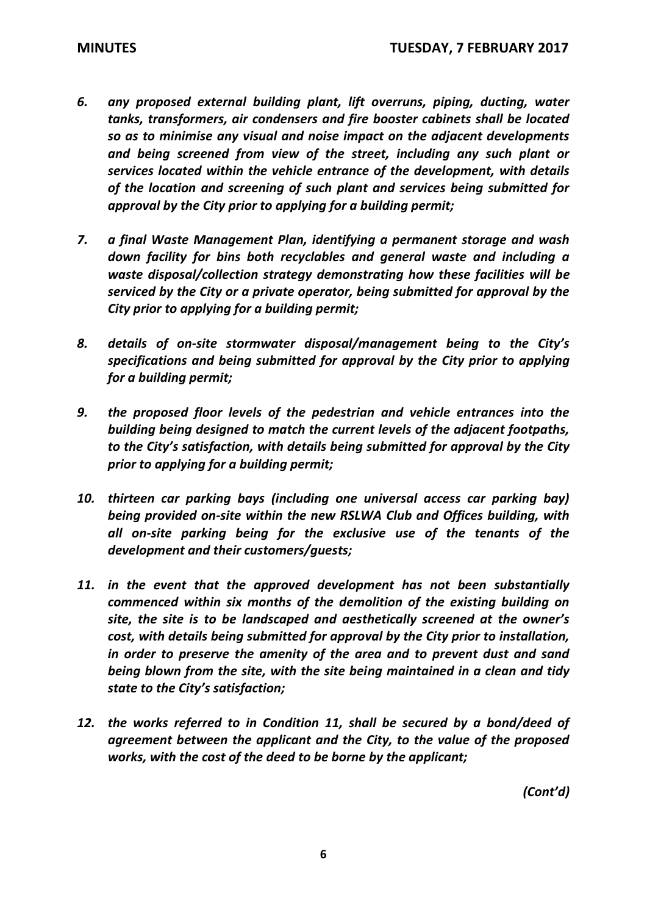6. ***any proposed external building plant, lift overruns, piping, ducting, water tanks, transformers, air condensers and fire booster cabinets shall be located so as to minimise any visual and noise impact on the adjacent developments and being screened from view of the street, including any such plant or services located within the vehicle entrance of the development, with details of the location and screening of such plant and services being submitted for approval by the City prior to applying for a building permit;***

7. ***a final Waste Management Plan, identifying a permanent storage and wash down facility for bins both recyclables and general waste and including a waste disposal/collection strategy demonstrating how these facilities will be serviced by the City or a private operator, being submitted for approval by the City prior to applying for a building permit;***

8. ***details of on-site stormwater disposal/management being to the City's specifications and being submitted for approval by the City prior to applying for a building permit;***

9. ***the proposed floor levels of the pedestrian and vehicle entrances into the building being designed to match the current levels of the adjacent footpaths, to the City's satisfaction, with details being submitted for approval by the City prior to applying for a building permit;***

10. ***thirteen car parking bays (including one universal access car parking bay) being provided on-site within the new RSLWA Club and Offices building, with all on-site parking being for the exclusive use of the tenants of the development and their customers/guests;***

11. ***in the event that the approved development has not been substantially commenced within six months of the demolition of the existing building on site, the site is to be landscaped and aesthetically screened at the owner's cost, with details being submitted for approval by the City prior to installation, in order to preserve the amenity of the area and to prevent dust and sand being blown from the site, with the site being maintained in a clean and tidy state to the City's satisfaction;***

12. ***the works referred to in Condition 11, shall be secured by a bond/deed of agreement between the applicant and the City, to the value of the proposed works, with the cost of the deed to be borne by the applicant;***

*(Cont'd)*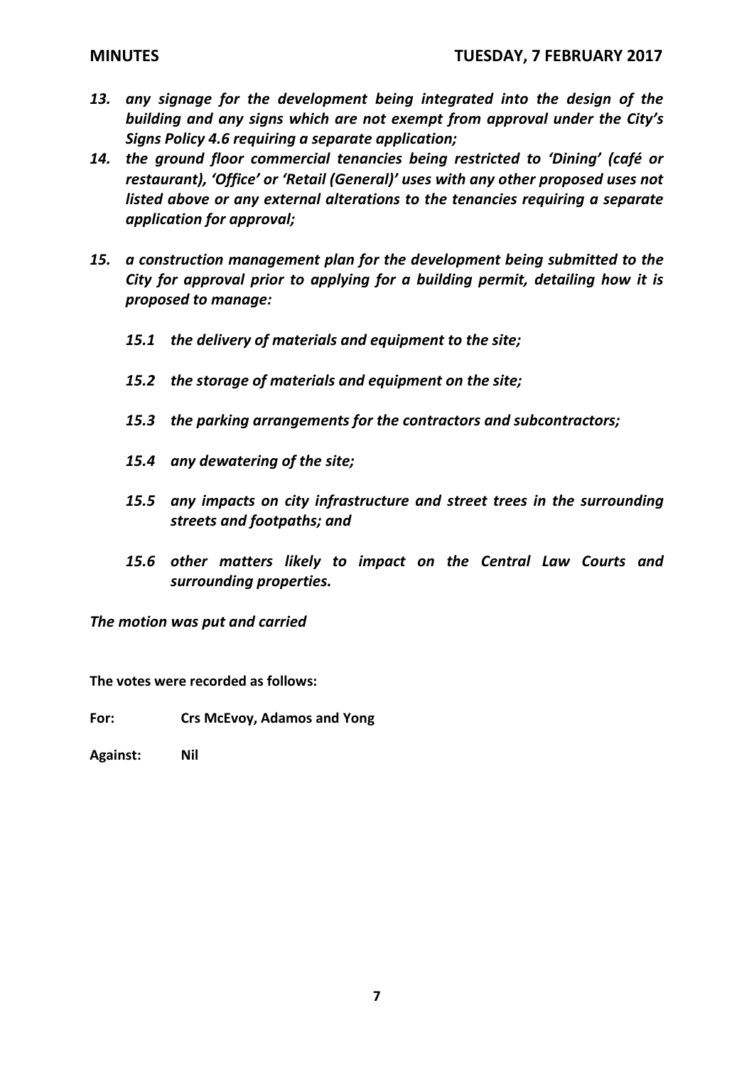13. ***any signage for the development being integrated into the design of the building and any signs which are not exempt from approval under the City's Signs Policy 4.6 requiring a separate application;***
14. ***the ground floor commercial tenancies being restricted to 'Dining' (café or restaurant), 'Office' or 'Retail (General)' uses with any other proposed uses not listed above or any external alterations to the tenancies requiring a separate application for approval;***
15. ***a construction management plan for the development being submitted to the City for approval prior to applying for a building permit, detailing how it is proposed to manage:***

    ***15.1 the delivery of materials and equipment to the site;***

    ***15.2 the storage of materials and equipment on the site;***

    ***15.3 the parking arrangements for the contractors and subcontractors;***

    ***15.4 any dewatering of the site;***

    ***15.5 any impacts on city infrastructure and street trees in the surrounding streets and footpaths; and***

    ***15.6 other matters likely to impact on the Central Law Courts and surrounding properties.***

***The motion was put and carried***

**The votes were recorded as follows:**

**For:** **Crs McEvoy, Adamos and Yong**

**Against:** **Nil**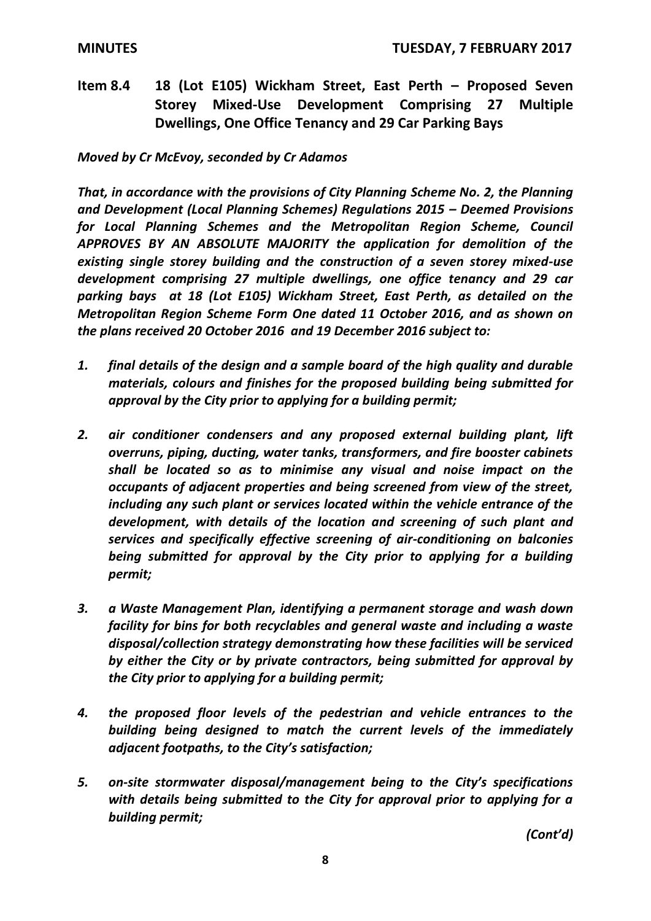**Item 8.4 18 (Lot E105) Wickham Street, East Perth – Proposed Seven Storey Mixed-Use Development Comprising 27 Multiple Dwellings, One Office Tenancy and 29 Car Parking Bays**

***Moved by Cr McEvoy, seconded by Cr Adamos***

***That, in accordance with the provisions of City Planning Scheme No. 2, the Planning and Development (Local Planning Schemes) Regulations 2015 – Deemed Provisions for Local Planning Schemes and the Metropolitan Region Scheme, Council APPROVES BY AN ABSOLUTE MAJORITY the application for demolition of the existing single storey building and the construction of a seven storey mixed-use development comprising 27 multiple dwellings, one office tenancy and 29 car parking bays at 18 (Lot E105) Wickham Street, East Perth, as detailed on the Metropolitan Region Scheme Form One dated 11 October 2016, and as shown on the plans received 20 October 2016 and 19 December 2016 subject to:***

1. ***final details of the design and a sample board of the high quality and durable materials, colours and finishes for the proposed building being submitted for approval by the City prior to applying for a building permit;***

2. ***air conditioner condensers and any proposed external building plant, lift overruns, piping, ducting, water tanks, transformers, and fire booster cabinets shall be located so as to minimise any visual and noise impact on the occupants of adjacent properties and being screened from view of the street, including any such plant or services located within the vehicle entrance of the development, with details of the location and screening of such plant and services and specifically effective screening of air-conditioning on balconies being submitted for approval by the City prior to applying for a building permit;***

3. ***a Waste Management Plan, identifying a permanent storage and wash down facility for bins for both recyclables and general waste and including a waste disposal/collection strategy demonstrating how these facilities will be serviced by either the City or by private contractors, being submitted for approval by the City prior to applying for a building permit;***

4. ***the proposed floor levels of the pedestrian and vehicle entrances to the building being designed to match the current levels of the immediately adjacent footpaths, to the City's satisfaction;***

5. ***on-site stormwater disposal/management being to the City's specifications with details being submitted to the City for approval prior to applying for a building permit;***

***(Cont'd)***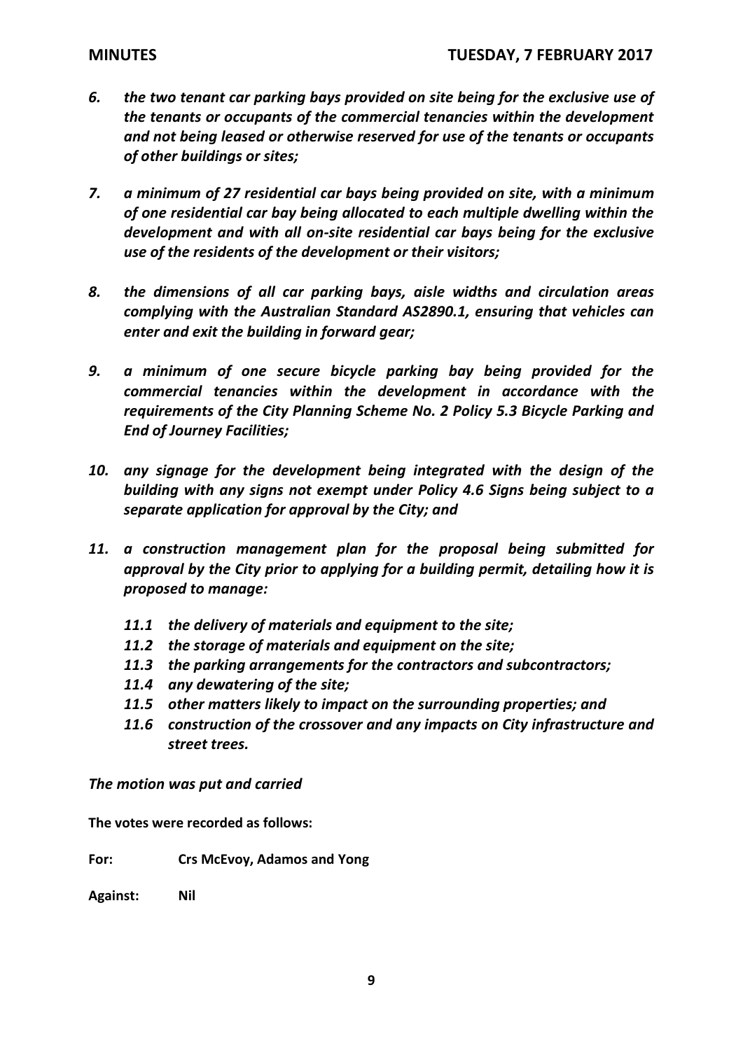6. ***the two tenant car parking bays provided on site being for the exclusive use of the tenants or occupants of the commercial tenancies within the development and not being leased or otherwise reserved for use of the tenants or occupants of other buildings or sites;***

7. ***a minimum of 27 residential car bays being provided on site, with a minimum of one residential car bay being allocated to each multiple dwelling within the development and with all on-site residential car bays being for the exclusive use of the residents of the development or their visitors;***

8. ***the dimensions of all car parking bays, aisle widths and circulation areas complying with the Australian Standard AS2890.1, ensuring that vehicles can enter and exit the building in forward gear;***

9. ***a minimum of one secure bicycle parking bay being provided for the commercial tenancies within the development in accordance with the requirements of the City Planning Scheme No. 2 Policy 5.3 Bicycle Parking and End of Journey Facilities;***

10. ***any signage for the development being integrated with the design of the building with any signs not exempt under Policy 4.6 Signs being subject to a separate application for approval by the City; and***

11. ***a construction management plan for the proposal being submitted for approval by the City prior to applying for a building permit, detailing how it is proposed to manage:***

    ***11.1 the delivery of materials and equipment to the site;***
    ***11.2 the storage of materials and equipment on the site;***
    ***11.3 the parking arrangements for the contractors and subcontractors;***
    ***11.4 any dewatering of the site;***
    ***11.5 other matters likely to impact on the surrounding properties; and***
    ***11.6 construction of the crossover and any impacts on City infrastructure and street trees.***

***The motion was put and carried***

**The votes were recorded as follows:**

**For:** **Crs McEvoy, Adamos and Yong**

**Against:** **Nil**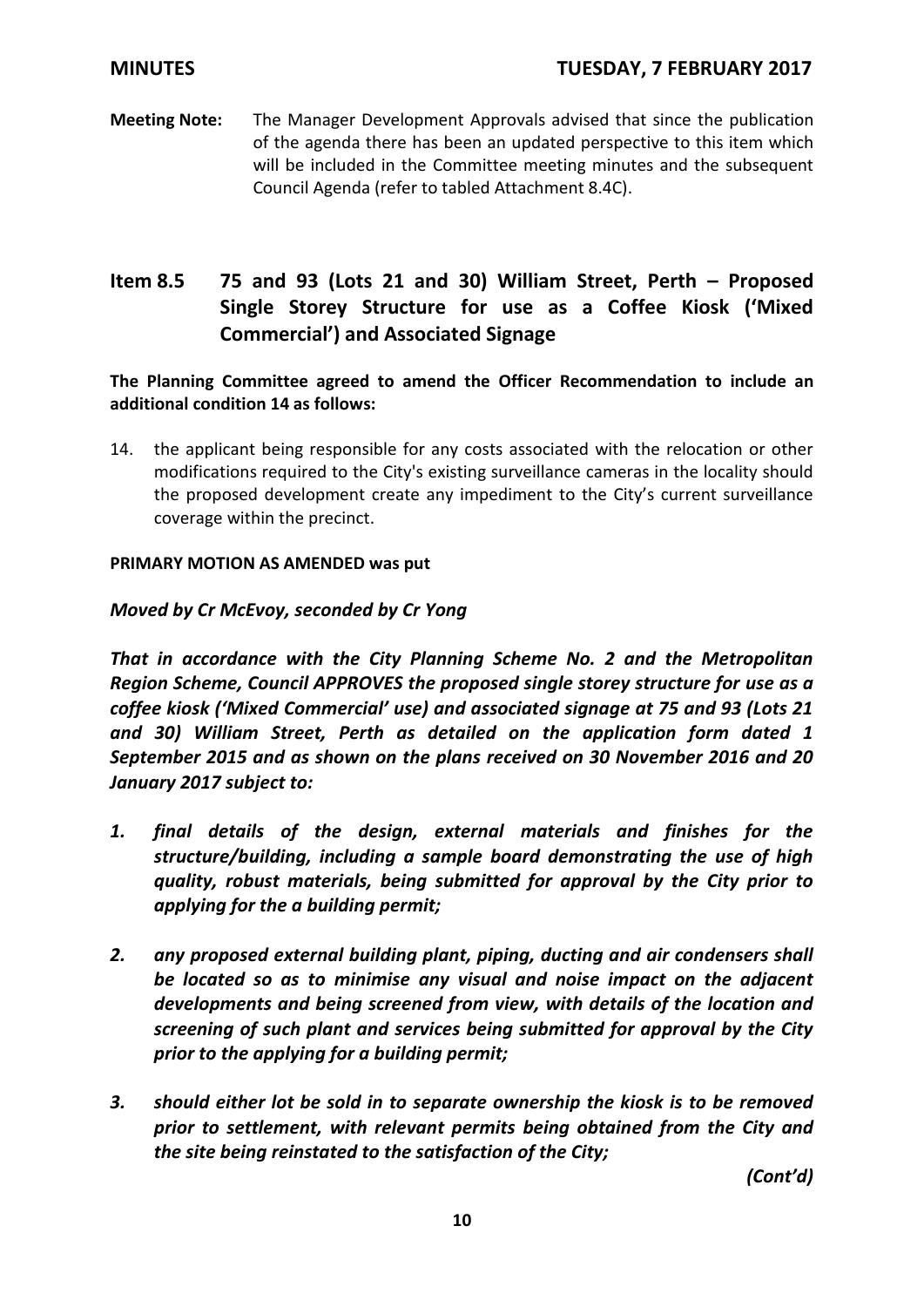**Meeting Note:** The Manager Development Approvals advised that since the publication of the agenda there has been an updated perspective to this item which will be included in the Committee meeting minutes and the subsequent Council Agenda (refer to tabled Attachment 8.4C).

## Item 8.5 75 and 93 (Lots 21 and 30) William Street, Perth – Proposed Single Storey Structure for use as a Coffee Kiosk ('Mixed Commercial') and Associated Signage

**The Planning Committee agreed to amend the Officer Recommendation to include an additional condition 14 as follows:**

14. the applicant being responsible for any costs associated with the relocation or other modifications required to the City's existing surveillance cameras in the locality should the proposed development create any impediment to the City's current surveillance coverage within the precinct.

**PRIMARY MOTION AS AMENDED was put**

***Moved by Cr McEvoy, seconded by Cr Yong***

***That in accordance with the City Planning Scheme No. 2 and the Metropolitan Region Scheme, Council APPROVES the proposed single storey structure for use as a coffee kiosk ('Mixed Commercial' use) and associated signage at 75 and 93 (Lots 21 and 30) William Street, Perth as detailed on the application form dated 1 September 2015 and as shown on the plans received on 30 November 2016 and 20 January 2017 subject to:***

1. ***final details of the design, external materials and finishes for the structure/building, including a sample board demonstrating the use of high quality, robust materials, being submitted for approval by the City prior to applying for the a building permit;***

2. ***any proposed external building plant, piping, ducting and air condensers shall be located so as to minimise any visual and noise impact on the adjacent developments and being screened from view, with details of the location and screening of such plant and services being submitted for approval by the City prior to the applying for a building permit;***

3. ***should either lot be sold in to separate ownership the kiosk is to be removed prior to settlement, with relevant permits being obtained from the City and the site being reinstated to the satisfaction of the City;***

*(Cont'd)*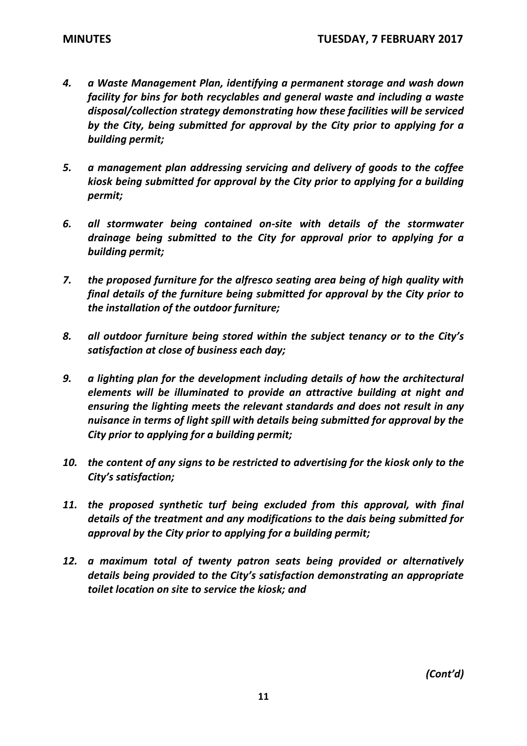4. ***a Waste Management Plan, identifying a permanent storage and wash down facility for bins for both recyclables and general waste and including a waste disposal/collection strategy demonstrating how these facilities will be serviced by the City, being submitted for approval by the City prior to applying for a building permit;***

5. ***a management plan addressing servicing and delivery of goods to the coffee kiosk being submitted for approval by the City prior to applying for a building permit;***

6. ***all stormwater being contained on-site with details of the stormwater drainage being submitted to the City for approval prior to applying for a building permit;***

7. ***the proposed furniture for the alfresco seating area being of high quality with final details of the furniture being submitted for approval by the City prior to the installation of the outdoor furniture;***

8. ***all outdoor furniture being stored within the subject tenancy or to the City's satisfaction at close of business each day;***

9. ***a lighting plan for the development including details of how the architectural elements will be illuminated to provide an attractive building at night and ensuring the lighting meets the relevant standards and does not result in any nuisance in terms of light spill with details being submitted for approval by the City prior to applying for a building permit;***

10. ***the content of any signs to be restricted to advertising for the kiosk only to the City's satisfaction;***

11. ***the proposed synthetic turf being excluded from this approval, with final details of the treatment and any modifications to the dais being submitted for approval by the City prior to applying for a building permit;***

12. ***a maximum total of twenty patron seats being provided or alternatively details being provided to the City's satisfaction demonstrating an appropriate toilet location on site to service the kiosk; and***

*(Cont'd)*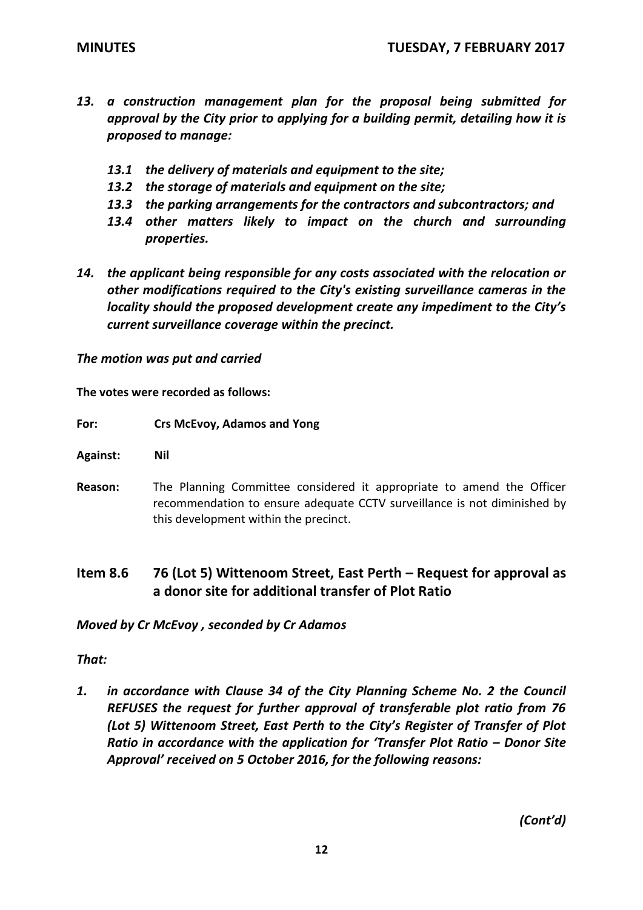*13. a construction management plan for the proposal being submitted for approval by the City prior to applying for a building permit, detailing how it is proposed to manage:*

   *13.1 the delivery of materials and equipment to the site;*
   *13.2 the storage of materials and equipment on the site;*
   *13.3 the parking arrangements for the contractors and subcontractors; and*
   *13.4 other matters likely to impact on the church and surrounding properties.*

*14. the applicant being responsible for any costs associated with the relocation or other modifications required to the City's existing surveillance cameras in the locality should the proposed development create any impediment to the City's current surveillance coverage within the precinct.*

*The motion was put and carried*

**The votes were recorded as follows:**

**For:** **Crs McEvoy, Adamos and Yong**

**Against:** **Nil**

**Reason:** The Planning Committee considered it appropriate to amend the Officer recommendation to ensure adequate CCTV surveillance is not diminished by this development within the precinct.

## Item 8.6 76 (Lot 5) Wittenoom Street, East Perth – Request for approval as a donor site for additional transfer of Plot Ratio

***Moved by Cr McEvoy , seconded by Cr Adamos***

***That:***

***1. in accordance with Clause 34 of the City Planning Scheme No. 2 the Council REFUSES the request for further approval of transferable plot ratio from 76 (Lot 5) Wittenoom Street, East Perth to the City's Register of Transfer of Plot Ratio in accordance with the application for 'Transfer Plot Ratio – Donor Site Approval' received on 5 October 2016, for the following reasons:***

*(Cont'd)*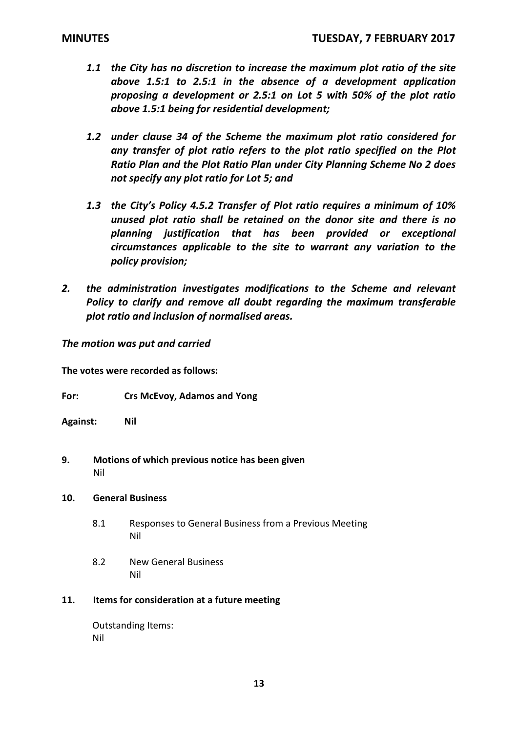*1.1 the City has no discretion to increase the maximum plot ratio of the site above 1.5:1 to 2.5:1 in the absence of a development application proposing a development or 2.5:1 on Lot 5 with 50% of the plot ratio above 1.5:1 being for residential development;*

*1.2 under clause 34 of the Scheme the maximum plot ratio considered for any transfer of plot ratio refers to the plot ratio specified on the Plot Ratio Plan and the Plot Ratio Plan under City Planning Scheme No 2 does not specify any plot ratio for Lot 5; and*

*1.3 the City's Policy 4.5.2 Transfer of Plot ratio requires a minimum of 10% unused plot ratio shall be retained on the donor site and there is no planning justification that has been provided or exceptional circumstances applicable to the site to warrant any variation to the policy provision;*

*2. the administration investigates modifications to the Scheme and relevant Policy to clarify and remove all doubt regarding the maximum transferable plot ratio and inclusion of normalised areas.*

*The motion was put and carried*

**The votes were recorded as follows:**

**For:** **Crs McEvoy, Adamos and Yong**

**Against:** **Nil**

## 9. Motions of which previous notice has been given

Nil

## 10. General Business

8.1 Responses to General Business from a Previous Meeting
Nil

8.2 New General Business
Nil

## 11. Items for consideration at a future meeting

Outstanding Items:
Nil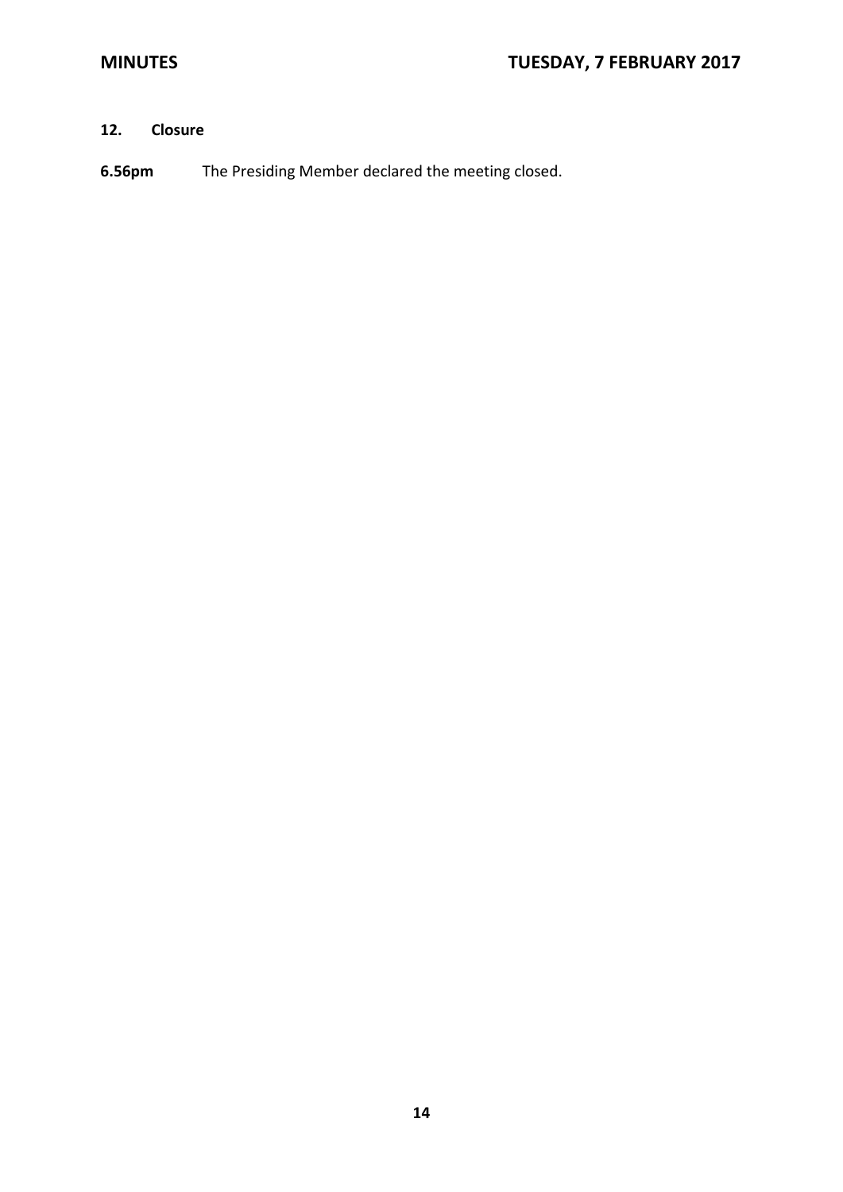## 12. Closure

**6.56pm** The Presiding Member declared the meeting closed.